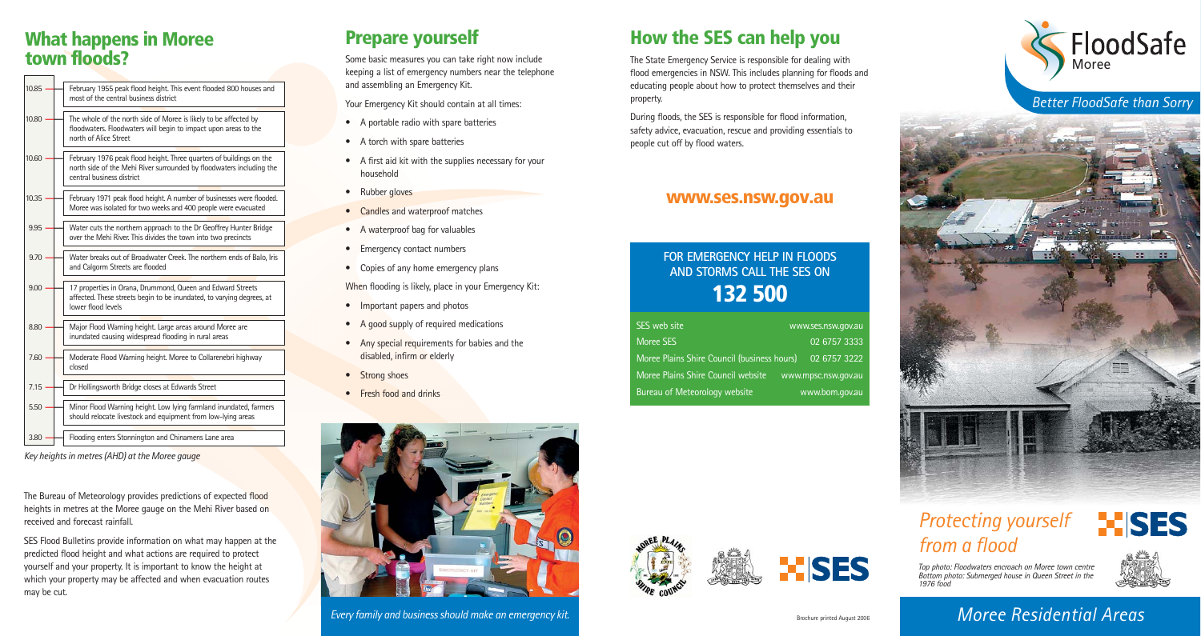## What happens in Moree town floods?

| Height | Description |
|---|---|
| 10.85 | February 1955 peak flood height. This event flooded 800 houses and most of the central business district |
| 10.80 | The whole of the north side of Moree is likely to be affected by floodwaters. Floodwaters will begin to impact upon areas to the north of Alice Street |
| 10.60 | February 1976 peak flood height. Three quarters of buildings on the north side of the Mehi River surrounded by floodwaters including the central business district |
| 10.35 | February 1971 peak flood height. A number of businesses were flooded. Moree was isolated for two weeks and 400 people were evacuated |
| 9.95 | Water cuts the northern approach to the Dr Geoffrey Hunter Bridge over the Mehi River. This divides the town into two precincts |
| 9.70 | Water breaks out of Broadwater Creek. The northern ends of Balo, Iris and Calgorm Streets are flooded |
| 9.00 | 17 properties in Orana, Drummond, Queen and Edward Streets affected. These streets begin to be inundated, to varying degrees, at lower flood levels |
| 8.80 | Major Flood Warning height. Large areas around Moree are inundated causing widespread flooding in rural areas |
| 7.60 | Moderate Flood Warning height. Moree to Collarenebri highway closed |
| 7.15 | Dr Hollingsworth Bridge closes at Edwards Street |
| 5.50 | Minor Flood Warning height. Low lying farmland inundated, farmers should relocate livestock and equipment from low-lying areas |
| 3.80 | Flooding enters Stonnington and Chinamens Lane area |

*Key heights in metres (AHD) at the Moree gauge*

The Bureau of Meteorology provides predictions of expected flood heights in metres at the Moree gauge on the Mehi River based on received and forecast rainfall.

SES Flood Bulletins provide information on what may happen at the predicted flood height and what actions are required to protect yourself and your property. It is important to know the height at which your property may be affected and when evacuation routes may be cut.

## Prepare yourself

Some basic measures you can take right now include keeping a list of emergency numbers near the telephone and assembling an Emergency Kit.

Your Emergency Kit should contain at all times:

- A portable radio with spare batteries
- A torch with spare batteries
- A first aid kit with the supplies necessary for your household
- Rubber gloves
- Candles and waterproof matches
- A waterproof bag for valuables
- Emergency contact numbers
- Copies of any home emergency plans

When flooding is likely, place in your Emergency Kit:

- Important papers and photos
- A good supply of required medications
- Any special requirements for babies and the disabled, infirm or elderly
- Strong shoes
- Fresh food and drinks

*Every family and business should make an emergency kit.*

## How the SES can help you

The State Emergency Service is responsible for dealing with flood emergencies in NSW. This includes planning for floods and educating people about how to protect themselves and their property.

During floods, the SES is responsible for flood information, safety advice, evacuation, rescue and providing essentials to people cut off by flood waters.

### www.ses.nsw.gov.au

**FOR EMERGENCY HELP IN FLOODS AND STORMS CALL THE SES ON**

# 132 500

| | |
|---|---|
| SES web site | www.ses.nsw.gov.au |
| Moree SES | 02 6757 3333 |
| Moree Plains Shire Council (business hours) | 02 6757 3222 |
| Moree Plains Shire Council website | www.mpsc.nsw.gov.au |
| Bureau of Meteorology website | www.bom.gov.au |

Brochure printed August 2006

FloodSafe Moree

*Better FloodSafe than Sorry*

# *Protecting yourself from a flood*

*Top photo: Floodwaters encroach on Moree town centre*
*Bottom photo: Submerged house in Queen Street in the 1976 food*

## *Moree Residential Areas*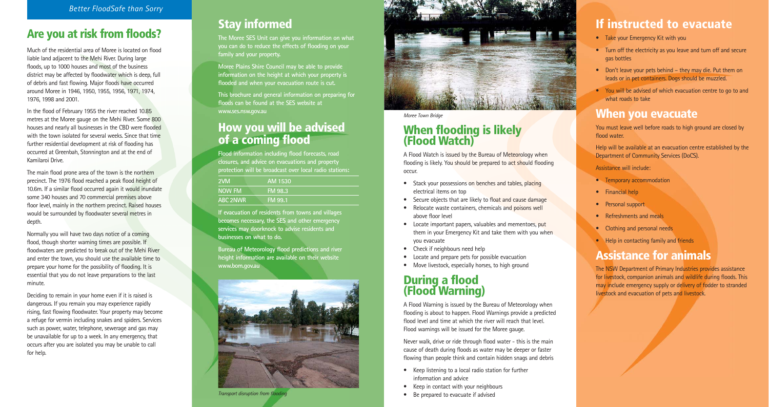*Better FloodSafe than Sorry*

## Are you at risk from floods?

Much of the residential area of Moree is located on flood liable land adjacent to the Mehi River. During large floods, up to 1000 houses and most of the business district may be affected by floodwater which is deep, full of debris and fast flowing. Major floods have occurred around Moree in 1946, 1950, 1955, 1956, 1971, 1974, 1976, 1998 and 2001.

In the flood of February 1955 the river reached 10.85 metres at the Moree gauge on the Mehi River. Some 800 houses and nearly all businesses in the CBD were flooded with the town isolated for several weeks. Since that time further residential development at risk of flooding has occurred at Greenbah, Stonnington and at the end of Kamilaroi Drive.

The main flood prone area of the town is the northern precinct. The 1976 flood reached a peak flood height of 10.6m. If a similar flood occurred again it would inundate some 340 houses and 70 commercial premises above floor level, mainly in the northern precinct. Raised houses would be surrounded by floodwater several metres in depth.

Normally you will have two days notice of a coming flood, though shorter warning times are possible. If floodwaters are predicted to break out of the Mehi River and enter the town, you should use the available time to prepare your home for the possibility of flooding. It is essential that you do not leave preparations to the last minute.

Deciding to remain in your home even if it is raised is dangerous. If you remain you may experience rapidly rising, fast flowing floodwater. Your property may become a refuge for vermin including snakes and spiders. Services such as power, water, telephone, sewerage and gas may be unavailable for up to a week. In any emergency, that occurs after you are isolated you may be unable to call for help.

## Stay informed

The Moree SES Unit can give you information on what you can do to reduce the effects of flooding on your family and your property.

Moree Plains Shire Council may be able to provide information on the height at which your property is flooded and when your evacuation route is cut.

This brochure and general information on preparing for floods can be found at the SES website at www.ses.nsw.gov.au

## How you will be advised of a coming flood

Flood information including flood forecasts, road closures, and advice on evacuations and property protection will be broadcast over local radio stations:

| | |
|---|---|
| 2VM | AM 1530 |
| NOW FM | FM 98.3 |
| ABC 2NWR | FM 99.1 |

If evacuation of residents from towns and villages becomes necessary, the SES and other emergency services may doorknock to advise residents and businesses on what to do.

Bureau of Meteorology flood predictions and river height information are available on their website www.bom.gov.au

*Transport disruption from flooding*

*Moree Town Bridge*

## When flooding is likely (Flood Watch)

A Flood Watch is issued by the Bureau of Meteorology when flooding is likely. You should be prepared to act should flooding occur.

- Stack your possessions on benches and tables, placing electrical items on top
- Secure objects that are likely to float and cause damage
- Relocate waste containers, chemicals and poisons well above floor level
- Locate important papers, valuables and mementoes, put them in your Emergency Kit and take them with you when you evacuate
- Check if neighbours need help
- Locate and prepare pets for possible evacuation
- Move livestock, especially horses, to high ground

## During a flood (Flood Warning)

A Flood Warning is issued by the Bureau of Meteorology when flooding is about to happen. Flood Warnings provide a predicted flood level and time at which the river will reach that level. Flood warnings will be issued for the Moree gauge.

Never walk, drive or ride through flood water - this is the main cause of death during floods as water may be deeper or faster flowing than people think and contain hidden snags and debris

- Keep listening to a local radio station for further information and advice
- Keep in contact with your neighbours
- Be prepared to evacuate if advised

## If instructed to evacuate

- Take your Emergency Kit with you
- Turn off the electricity as you leave and turn off and secure gas bottles
- Don't leave your pets behind – they may die. Put them on leads or in pet containers. Dogs should be muzzled.
- You will be advised of which evacuation centre to go to and what roads to take

## When you evacuate

You must leave well before roads to high ground are closed by flood water.

Help will be available at an evacuation centre established by the Department of Community Services (DoCS).

Assistance will include:

- Temporary accommodation
- Financial help
- Personal support
- Refreshments and meals
- Clothing and personal needs
- Help in contacting family and friends

## Assistance for animals

The NSW Department of Primary Industries provides assistance for livestock, companion animals and wildlife during floods. This may include emergency supply or delivery of fodder to stranded livestock and evacuation of pets and livestock.